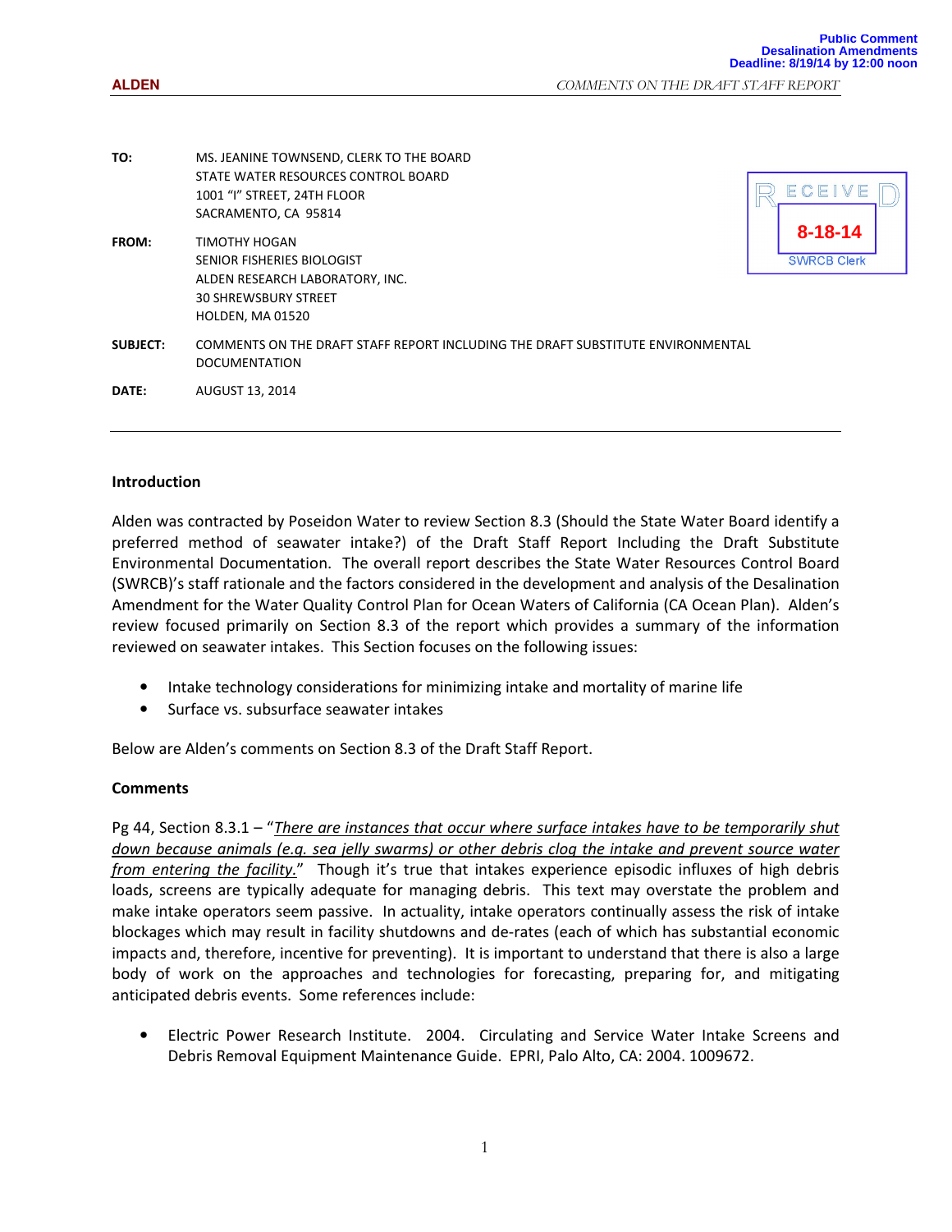Public Comment
Desalination Amendments
Deadline: 8/19/14 by 12:00 noon

RECEIVED
8-18-14
SWRCB Clerk

**TO:** MS. JEANINE TOWNSEND, CLERK TO THE BOARD
STATE WATER RESOURCES CONTROL BOARD
1001 "I" STREET, 24TH FLOOR
SACRAMENTO, CA 95814

**FROM:** TIMOTHY HOGAN
SENIOR FISHERIES BIOLOGIST
ALDEN RESEARCH LABORATORY, INC.
30 SHREWSBURY STREET
HOLDEN, MA 01520

**SUBJECT:** COMMENTS ON THE DRAFT STAFF REPORT INCLUDING THE DRAFT SUBSTITUTE ENVIRONMENTAL DOCUMENTATION

**DATE:** AUGUST 13, 2014

---

## Introduction

Alden was contracted by Poseidon Water to review Section 8.3 (Should the State Water Board identify a preferred method of seawater intake?) of the Draft Staff Report Including the Draft Substitute Environmental Documentation. The overall report describes the State Water Resources Control Board (SWRCB)'s staff rationale and the factors considered in the development and analysis of the Desalination Amendment for the Water Quality Control Plan for Ocean Waters of California (CA Ocean Plan). Alden's review focused primarily on Section 8.3 of the report which provides a summary of the information reviewed on seawater intakes. This Section focuses on the following issues:

- Intake technology considerations for minimizing intake and mortality of marine life
- Surface vs. subsurface seawater intakes

Below are Alden's comments on Section 8.3 of the Draft Staff Report.

## Comments

Pg 44, Section 8.3.1 – "*There are instances that occur where surface intakes have to be temporarily shut down because animals (e.g. sea jelly swarms) or other debris clog the intake and prevent source water from entering the facility.*" Though it's true that intakes experience episodic influxes of high debris loads, screens are typically adequate for managing debris. This text may overstate the problem and make intake operators seem passive. In actuality, intake operators continually assess the risk of intake blockages which may result in facility shutdowns and de-rates (each of which has substantial economic impacts and, therefore, incentive for preventing). It is important to understand that there is also a large body of work on the approaches and technologies for forecasting, preparing for, and mitigating anticipated debris events. Some references include:

- Electric Power Research Institute. 2004. Circulating and Service Water Intake Screens and Debris Removal Equipment Maintenance Guide. EPRI, Palo Alto, CA: 2004. 1009672.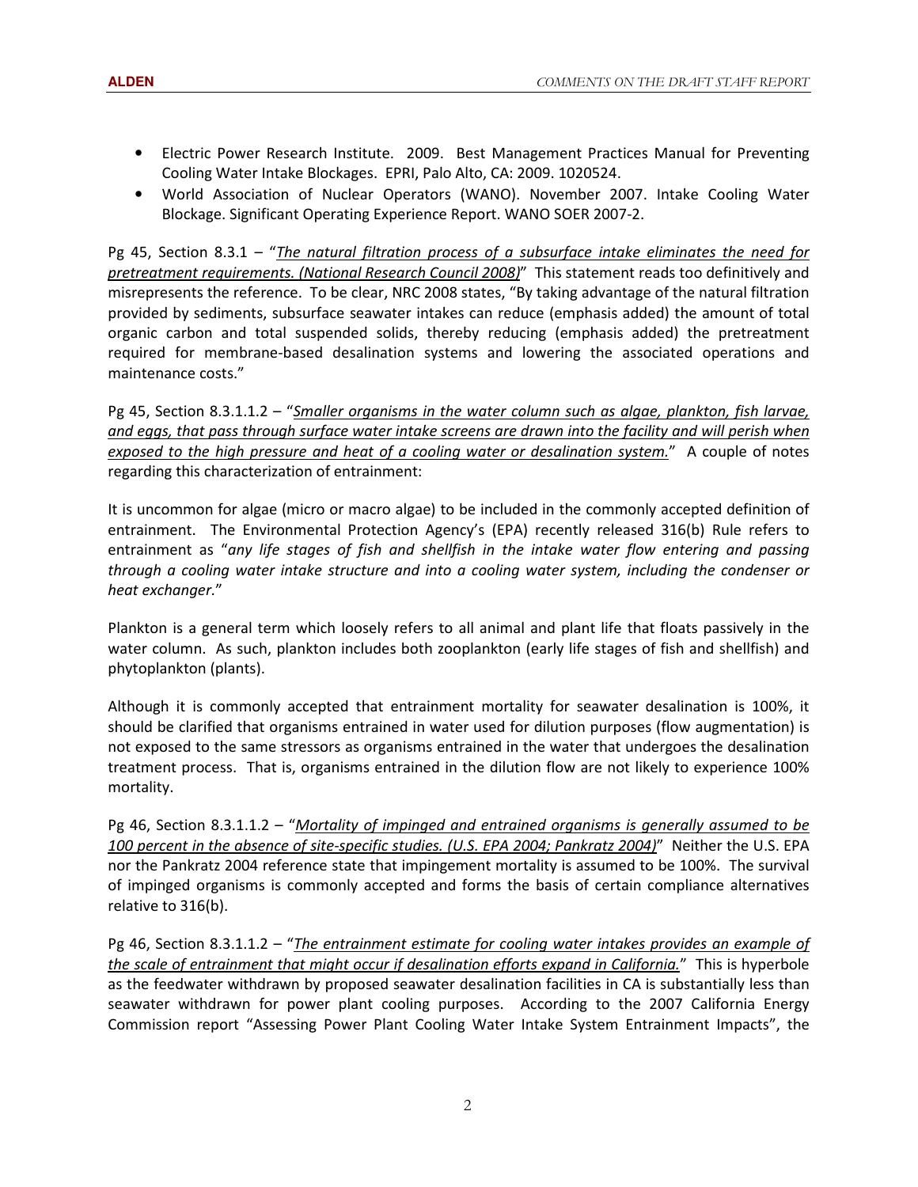- Electric Power Research Institute. 2009. Best Management Practices Manual for Preventing Cooling Water Intake Blockages. EPRI, Palo Alto, CA: 2009. 1020524.
- World Association of Nuclear Operators (WANO). November 2007. Intake Cooling Water Blockage. Significant Operating Experience Report. WANO SOER 2007-2.

Pg 45, Section 8.3.1 – "*The natural filtration process of a subsurface intake eliminates the need for pretreatment requirements. (National Research Council 2008)*" This statement reads too definitively and misrepresents the reference. To be clear, NRC 2008 states, "By taking advantage of the natural filtration provided by sediments, subsurface seawater intakes can reduce (emphasis added) the amount of total organic carbon and total suspended solids, thereby reducing (emphasis added) the pretreatment required for membrane-based desalination systems and lowering the associated operations and maintenance costs."

Pg 45, Section 8.3.1.1.2 – "*Smaller organisms in the water column such as algae, plankton, fish larvae, and eggs, that pass through surface water intake screens are drawn into the facility and will perish when exposed to the high pressure and heat of a cooling water or desalination system.*" A couple of notes regarding this characterization of entrainment:

It is uncommon for algae (micro or macro algae) to be included in the commonly accepted definition of entrainment. The Environmental Protection Agency's (EPA) recently released 316(b) Rule refers to entrainment as "*any life stages of fish and shellfish in the intake water flow entering and passing through a cooling water intake structure and into a cooling water system, including the condenser or heat exchanger.*"

Plankton is a general term which loosely refers to all animal and plant life that floats passively in the water column. As such, plankton includes both zooplankton (early life stages of fish and shellfish) and phytoplankton (plants).

Although it is commonly accepted that entrainment mortality for seawater desalination is 100%, it should be clarified that organisms entrained in water used for dilution purposes (flow augmentation) is not exposed to the same stressors as organisms entrained in the water that undergoes the desalination treatment process. That is, organisms entrained in the dilution flow are not likely to experience 100% mortality.

Pg 46, Section 8.3.1.1.2 – "*Mortality of impinged and entrained organisms is generally assumed to be 100 percent in the absence of site-specific studies. (U.S. EPA 2004; Pankratz 2004)*" Neither the U.S. EPA nor the Pankratz 2004 reference state that impingement mortality is assumed to be 100%. The survival of impinged organisms is commonly accepted and forms the basis of certain compliance alternatives relative to 316(b).

Pg 46, Section 8.3.1.1.2 – "*The entrainment estimate for cooling water intakes provides an example of the scale of entrainment that might occur if desalination efforts expand in California.*" This is hyperbole as the feedwater withdrawn by proposed seawater desalination facilities in CA is substantially less than seawater withdrawn for power plant cooling purposes. According to the 2007 California Energy Commission report "Assessing Power Plant Cooling Water Intake System Entrainment Impacts", the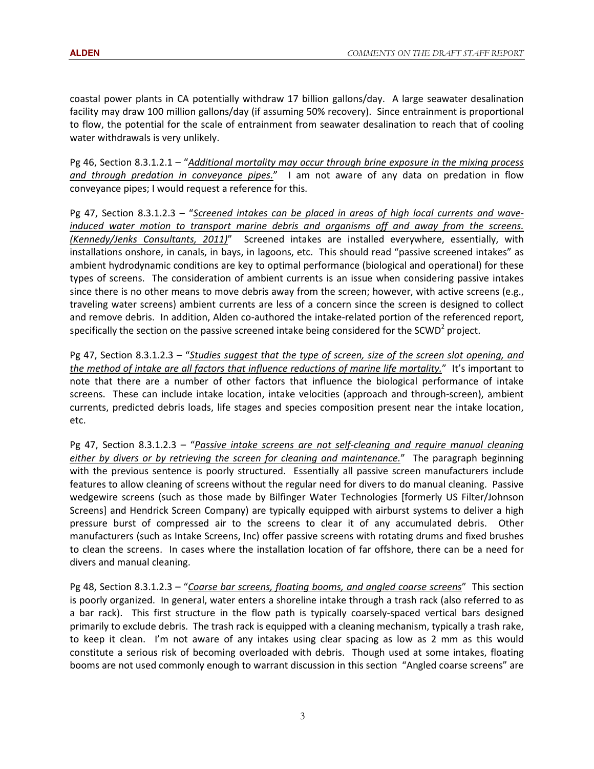coastal power plants in CA potentially withdraw 17 billion gallons/day. A large seawater desalination facility may draw 100 million gallons/day (if assuming 50% recovery). Since entrainment is proportional to flow, the potential for the scale of entrainment from seawater desalination to reach that of cooling water withdrawals is very unlikely.

Pg 46, Section 8.3.1.2.1 – "*Additional mortality may occur through brine exposure in the mixing process and through predation in conveyance pipes.*" I am not aware of any data on predation in flow conveyance pipes; I would request a reference for this.

Pg 47, Section 8.3.1.2.3 – "*Screened intakes can be placed in areas of high local currents and wave-induced water motion to transport marine debris and organisms off and away from the screens. (Kennedy/Jenks Consultants, 2011)*" Screened intakes are installed everywhere, essentially, with installations onshore, in canals, in bays, in lagoons, etc. This should read "passive screened intakes" as ambient hydrodynamic conditions are key to optimal performance (biological and operational) for these types of screens. The consideration of ambient currents is an issue when considering passive intakes since there is no other means to move debris away from the screen; however, with active screens (e.g., traveling water screens) ambient currents are less of a concern since the screen is designed to collect and remove debris. In addition, Alden co-authored the intake-related portion of the referenced report, specifically the section on the passive screened intake being considered for the $SCWD^2$ project.

Pg 47, Section 8.3.1.2.3 – "*Studies suggest that the type of screen, size of the screen slot opening, and the method of intake are all factors that influence reductions of marine life mortality.*" It's important to note that there are a number of other factors that influence the biological performance of intake screens. These can include intake location, intake velocities (approach and through-screen), ambient currents, predicted debris loads, life stages and species composition present near the intake location, etc.

Pg 47, Section 8.3.1.2.3 – "*Passive intake screens are not self-cleaning and require manual cleaning either by divers or by retrieving the screen for cleaning and maintenance.*" The paragraph beginning with the previous sentence is poorly structured. Essentially all passive screen manufacturers include features to allow cleaning of screens without the regular need for divers to do manual cleaning. Passive wedgewire screens (such as those made by Bilfinger Water Technologies [formerly US Filter/Johnson Screens] and Hendrick Screen Company) are typically equipped with airburst systems to deliver a high pressure burst of compressed air to the screens to clear it of any accumulated debris. Other manufacturers (such as Intake Screens, Inc) offer passive screens with rotating drums and fixed brushes to clean the screens. In cases where the installation location of far offshore, there can be a need for divers and manual cleaning.

Pg 48, Section 8.3.1.2.3 – "*Coarse bar screens, floating booms, and angled coarse screens*" This section is poorly organized. In general, water enters a shoreline intake through a trash rack (also referred to as a bar rack). This first structure in the flow path is typically coarsely-spaced vertical bars designed primarily to exclude debris. The trash rack is equipped with a cleaning mechanism, typically a trash rake, to keep it clean. I'm not aware of any intakes using clear spacing as low as 2 mm as this would constitute a serious risk of becoming overloaded with debris. Though used at some intakes, floating booms are not used commonly enough to warrant discussion in this section "Angled coarse screens" are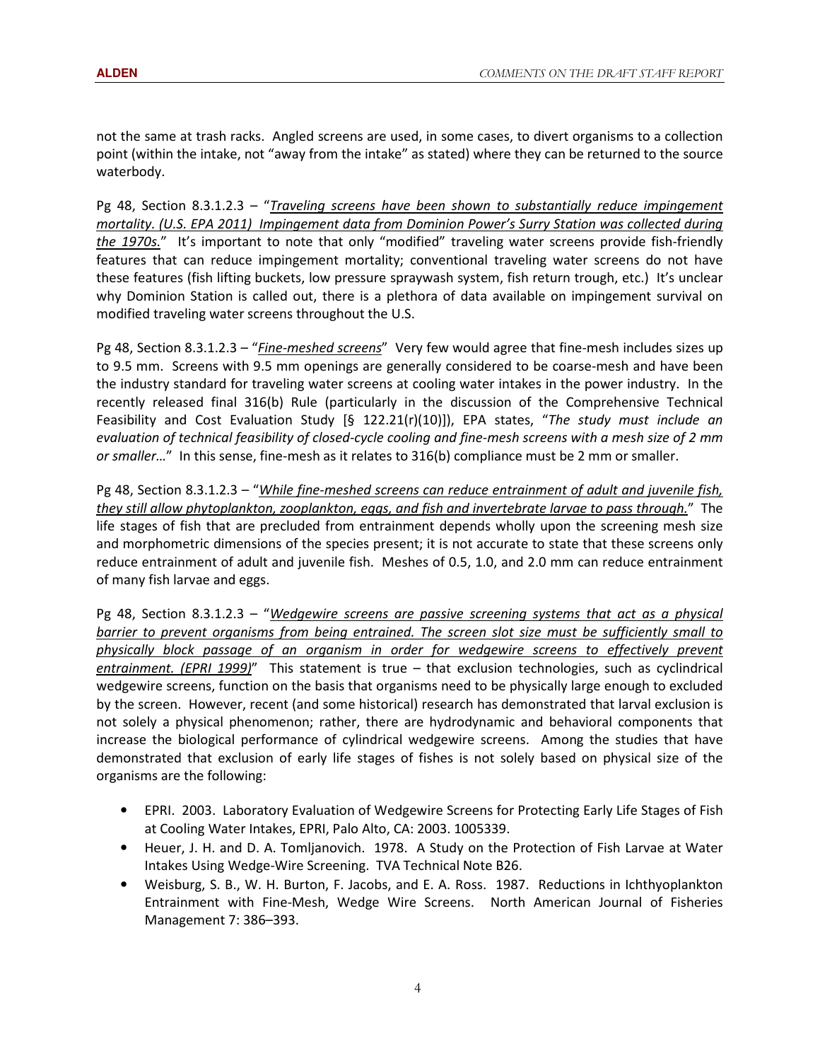not the same at trash racks. Angled screens are used, in some cases, to divert organisms to a collection point (within the intake, not "away from the intake" as stated) where they can be returned to the source waterbody.

Pg 48, Section 8.3.1.2.3 – "*Traveling screens have been shown to substantially reduce impingement mortality. (U.S. EPA 2011) Impingement data from Dominion Power's Surry Station was collected during the 1970s.*" It's important to note that only "modified" traveling water screens provide fish-friendly features that can reduce impingement mortality; conventional traveling water screens do not have these features (fish lifting buckets, low pressure spraywash system, fish return trough, etc.) It's unclear why Dominion Station is called out, there is a plethora of data available on impingement survival on modified traveling water screens throughout the U.S.

Pg 48, Section 8.3.1.2.3 – "*Fine-meshed screens*" Very few would agree that fine-mesh includes sizes up to 9.5 mm. Screens with 9.5 mm openings are generally considered to be coarse-mesh and have been the industry standard for traveling water screens at cooling water intakes in the power industry. In the recently released final 316(b) Rule (particularly in the discussion of the Comprehensive Technical Feasibility and Cost Evaluation Study [§ 122.21(r)(10)]), EPA states, "*The study must include an evaluation of technical feasibility of closed-cycle cooling and fine-mesh screens with a mesh size of 2 mm or smaller…*" In this sense, fine-mesh as it relates to 316(b) compliance must be 2 mm or smaller.

Pg 48, Section 8.3.1.2.3 – "*While fine-meshed screens can reduce entrainment of adult and juvenile fish, they still allow phytoplankton, zooplankton, eggs, and fish and invertebrate larvae to pass through.*" The life stages of fish that are precluded from entrainment depends wholly upon the screening mesh size and morphometric dimensions of the species present; it is not accurate to state that these screens only reduce entrainment of adult and juvenile fish. Meshes of 0.5, 1.0, and 2.0 mm can reduce entrainment of many fish larvae and eggs.

Pg 48, Section 8.3.1.2.3 – "*Wedgewire screens are passive screening systems that act as a physical barrier to prevent organisms from being entrained. The screen slot size must be sufficiently small to physically block passage of an organism in order for wedgewire screens to effectively prevent entrainment. (EPRI 1999)*" This statement is true – that exclusion technologies, such as cyclindrical wedgewire screens, function on the basis that organisms need to be physically large enough to excluded by the screen. However, recent (and some historical) research has demonstrated that larval exclusion is not solely a physical phenomenon; rather, there are hydrodynamic and behavioral components that increase the biological performance of cylindrical wedgewire screens. Among the studies that have demonstrated that exclusion of early life stages of fishes is not solely based on physical size of the organisms are the following:

- EPRI. 2003. Laboratory Evaluation of Wedgewire Screens for Protecting Early Life Stages of Fish at Cooling Water Intakes, EPRI, Palo Alto, CA: 2003. 1005339.
- Heuer, J. H. and D. A. Tomljanovich. 1978. A Study on the Protection of Fish Larvae at Water Intakes Using Wedge-Wire Screening. TVA Technical Note B26.
- Weisburg, S. B., W. H. Burton, F. Jacobs, and E. A. Ross. 1987. Reductions in Ichthyoplankton Entrainment with Fine-Mesh, Wedge Wire Screens. North American Journal of Fisheries Management 7: 386–393.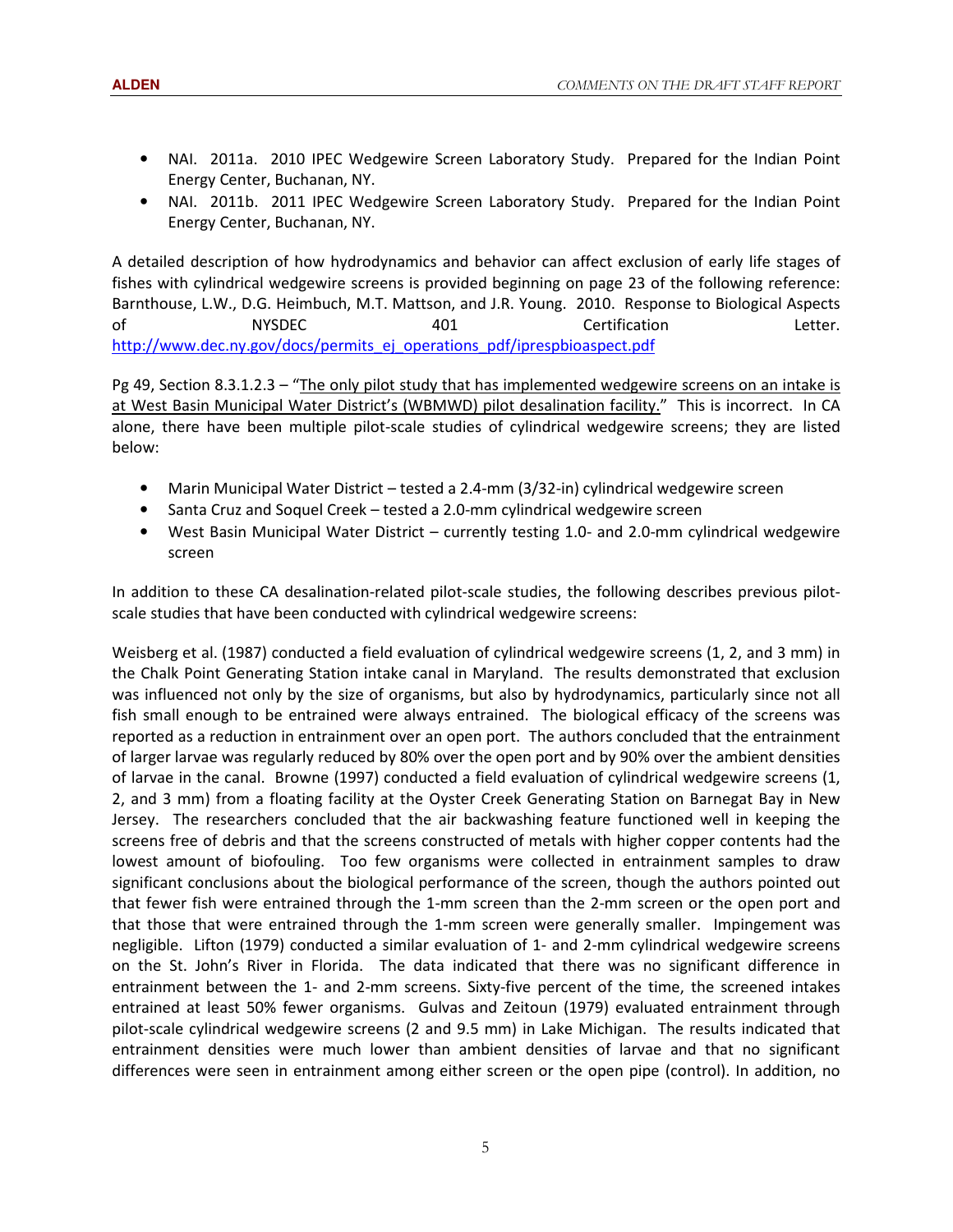- NAI. 2011a. 2010 IPEC Wedgewire Screen Laboratory Study. Prepared for the Indian Point Energy Center, Buchanan, NY.
- NAI. 2011b. 2011 IPEC Wedgewire Screen Laboratory Study. Prepared for the Indian Point Energy Center, Buchanan, NY.

A detailed description of how hydrodynamics and behavior can affect exclusion of early life stages of fishes with cylindrical wedgewire screens is provided beginning on page 23 of the following reference: Barnthouse, L.W., D.G. Heimbuch, M.T. Mattson, and J.R. Young. 2010. Response to Biological Aspects of NYSDEC 401 Certification Letter. http://www.dec.ny.gov/docs/permits_ej_operations_pdf/iprespbioaspect.pdf

Pg 49, Section 8.3.1.2.3 – "The only pilot study that has implemented wedgewire screens on an intake is at West Basin Municipal Water District's (WBMWD) pilot desalination facility." This is incorrect. In CA alone, there have been multiple pilot-scale studies of cylindrical wedgewire screens; they are listed below:

- Marin Municipal Water District – tested a 2.4-mm (3/32-in) cylindrical wedgewire screen
- Santa Cruz and Soquel Creek – tested a 2.0-mm cylindrical wedgewire screen
- West Basin Municipal Water District – currently testing 1.0- and 2.0-mm cylindrical wedgewire screen

In addition to these CA desalination-related pilot-scale studies, the following describes previous pilot-scale studies that have been conducted with cylindrical wedgewire screens:

Weisberg et al. (1987) conducted a field evaluation of cylindrical wedgewire screens (1, 2, and 3 mm) in the Chalk Point Generating Station intake canal in Maryland. The results demonstrated that exclusion was influenced not only by the size of organisms, but also by hydrodynamics, particularly since not all fish small enough to be entrained were always entrained. The biological efficacy of the screens was reported as a reduction in entrainment over an open port. The authors concluded that the entrainment of larger larvae was regularly reduced by 80% over the open port and by 90% over the ambient densities of larvae in the canal. Browne (1997) conducted a field evaluation of cylindrical wedgewire screens (1, 2, and 3 mm) from a floating facility at the Oyster Creek Generating Station on Barnegat Bay in New Jersey. The researchers concluded that the air backwashing feature functioned well in keeping the screens free of debris and that the screens constructed of metals with higher copper contents had the lowest amount of biofouling. Too few organisms were collected in entrainment samples to draw significant conclusions about the biological performance of the screen, though the authors pointed out that fewer fish were entrained through the 1-mm screen than the 2-mm screen or the open port and that those that were entrained through the 1-mm screen were generally smaller. Impingement was negligible. Lifton (1979) conducted a similar evaluation of 1- and 2-mm cylindrical wedgewire screens on the St. John's River in Florida. The data indicated that there was no significant difference in entrainment between the 1- and 2-mm screens. Sixty-five percent of the time, the screened intakes entrained at least 50% fewer organisms. Gulvas and Zeitoun (1979) evaluated entrainment through pilot-scale cylindrical wedgewire screens (2 and 9.5 mm) in Lake Michigan. The results indicated that entrainment densities were much lower than ambient densities of larvae and that no significant differences were seen in entrainment among either screen or the open pipe (control). In addition, no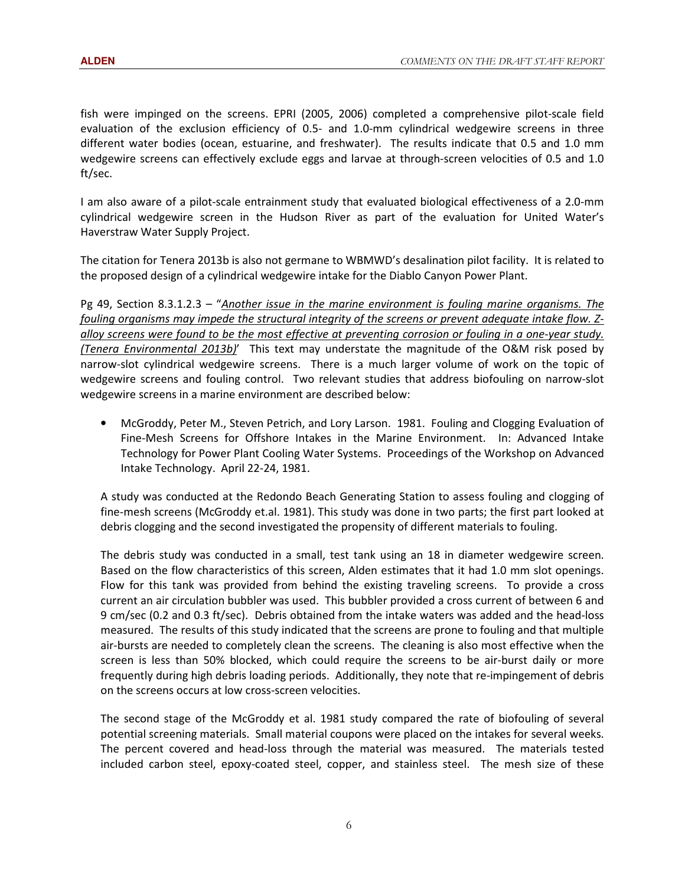fish were impinged on the screens. EPRI (2005, 2006) completed a comprehensive pilot-scale field evaluation of the exclusion efficiency of 0.5- and 1.0-mm cylindrical wedgewire screens in three different water bodies (ocean, estuarine, and freshwater). The results indicate that 0.5 and 1.0 mm wedgewire screens can effectively exclude eggs and larvae at through-screen velocities of 0.5 and 1.0 ft/sec.

I am also aware of a pilot-scale entrainment study that evaluated biological effectiveness of a 2.0-mm cylindrical wedgewire screen in the Hudson River as part of the evaluation for United Water's Haverstraw Water Supply Project.

The citation for Tenera 2013b is also not germane to WBMWD's desalination pilot facility. It is related to the proposed design of a cylindrical wedgewire intake for the Diablo Canyon Power Plant.

Pg 49, Section 8.3.1.2.3 – "*Another issue in the marine environment is fouling marine organisms. The fouling organisms may impede the structural integrity of the screens or prevent adequate intake flow. Z-alloy screens were found to be the most effective at preventing corrosion or fouling in a one-year study. (Tenera Environmental 2013b)*' This text may understate the magnitude of the O&M risk posed by narrow-slot cylindrical wedgewire screens. There is a much larger volume of work on the topic of wedgewire screens and fouling control. Two relevant studies that address biofouling on narrow-slot wedgewire screens in a marine environment are described below:

- McGroddy, Peter M., Steven Petrich, and Lory Larson. 1981. Fouling and Clogging Evaluation of Fine-Mesh Screens for Offshore Intakes in the Marine Environment. In: Advanced Intake Technology for Power Plant Cooling Water Systems. Proceedings of the Workshop on Advanced Intake Technology. April 22-24, 1981.

  A study was conducted at the Redondo Beach Generating Station to assess fouling and clogging of fine-mesh screens (McGroddy et.al. 1981). This study was done in two parts; the first part looked at debris clogging and the second investigated the propensity of different materials to fouling.

  The debris study was conducted in a small, test tank using an 18 in diameter wedgewire screen. Based on the flow characteristics of this screen, Alden estimates that it had 1.0 mm slot openings. Flow for this tank was provided from behind the existing traveling screens. To provide a cross current an air circulation bubbler was used. This bubbler provided a cross current of between 6 and 9 cm/sec (0.2 and 0.3 ft/sec). Debris obtained from the intake waters was added and the head-loss measured. The results of this study indicated that the screens are prone to fouling and that multiple air-bursts are needed to completely clean the screens. The cleaning is also most effective when the screen is less than 50% blocked, which could require the screens to be air-burst daily or more frequently during high debris loading periods. Additionally, they note that re-impingement of debris on the screens occurs at low cross-screen velocities.

  The second stage of the McGroddy et al. 1981 study compared the rate of biofouling of several potential screening materials. Small material coupons were placed on the intakes for several weeks. The percent covered and head-loss through the material was measured. The materials tested included carbon steel, epoxy-coated steel, copper, and stainless steel. The mesh size of these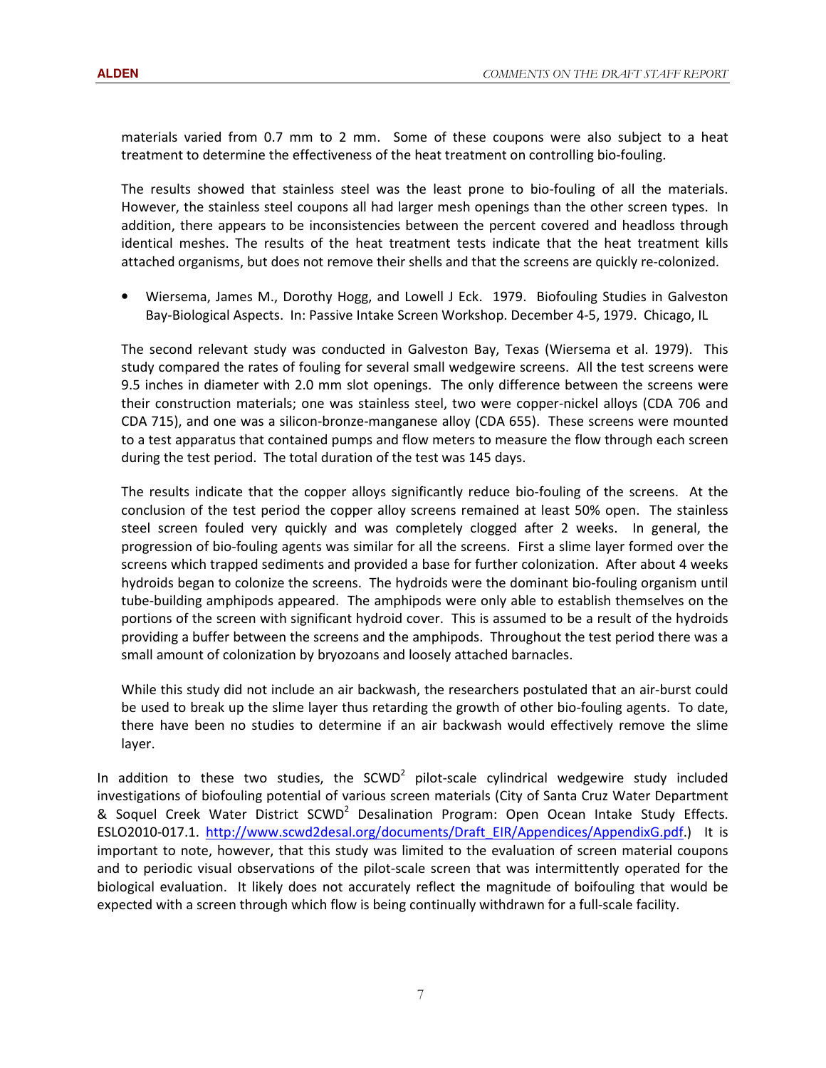materials varied from 0.7 mm to 2 mm. Some of these coupons were also subject to a heat treatment to determine the effectiveness of the heat treatment on controlling bio-fouling.

The results showed that stainless steel was the least prone to bio-fouling of all the materials. However, the stainless steel coupons all had larger mesh openings than the other screen types. In addition, there appears to be inconsistencies between the percent covered and headloss through identical meshes. The results of the heat treatment tests indicate that the heat treatment kills attached organisms, but does not remove their shells and that the screens are quickly re-colonized.

- Wiersema, James M., Dorothy Hogg, and Lowell J Eck. 1979. Biofouling Studies in Galveston Bay-Biological Aspects. In: Passive Intake Screen Workshop. December 4-5, 1979. Chicago, IL

The second relevant study was conducted in Galveston Bay, Texas (Wiersema et al. 1979). This study compared the rates of fouling for several small wedgewire screens. All the test screens were 9.5 inches in diameter with 2.0 mm slot openings. The only difference between the screens were their construction materials; one was stainless steel, two were copper-nickel alloys (CDA 706 and CDA 715), and one was a silicon-bronze-manganese alloy (CDA 655). These screens were mounted to a test apparatus that contained pumps and flow meters to measure the flow through each screen during the test period. The total duration of the test was 145 days.

The results indicate that the copper alloys significantly reduce bio-fouling of the screens. At the conclusion of the test period the copper alloy screens remained at least 50% open. The stainless steel screen fouled very quickly and was completely clogged after 2 weeks. In general, the progression of bio-fouling agents was similar for all the screens. First a slime layer formed over the screens which trapped sediments and provided a base for further colonization. After about 4 weeks hydroids began to colonize the screens. The hydroids were the dominant bio-fouling organism until tube-building amphipods appeared. The amphipods were only able to establish themselves on the portions of the screen with significant hydroid cover. This is assumed to be a result of the hydroids providing a buffer between the screens and the amphipods. Throughout the test period there was a small amount of colonization by bryozoans and loosely attached barnacles.

While this study did not include an air backwash, the researchers postulated that an air-burst could be used to break up the slime layer thus retarding the growth of other bio-fouling agents. To date, there have been no studies to determine if an air backwash would effectively remove the slime layer.

In addition to these two studies, the SCWD[2] pilot-scale cylindrical wedgewire study included investigations of biofouling potential of various screen materials (City of Santa Cruz Water Department & Soquel Creek Water District SCWD[2] Desalination Program: Open Ocean Intake Study Effects. ESLO2010-017.1. http://www.scwd2desal.org/documents/Draft_EIR/Appendices/AppendixG.pdf.) It is important to note, however, that this study was limited to the evaluation of screen material coupons and to periodic visual observations of the pilot-scale screen that was intermittently operated for the biological evaluation. It likely does not accurately reflect the magnitude of boifouling that would be expected with a screen through which flow is being continually withdrawn for a full-scale facility.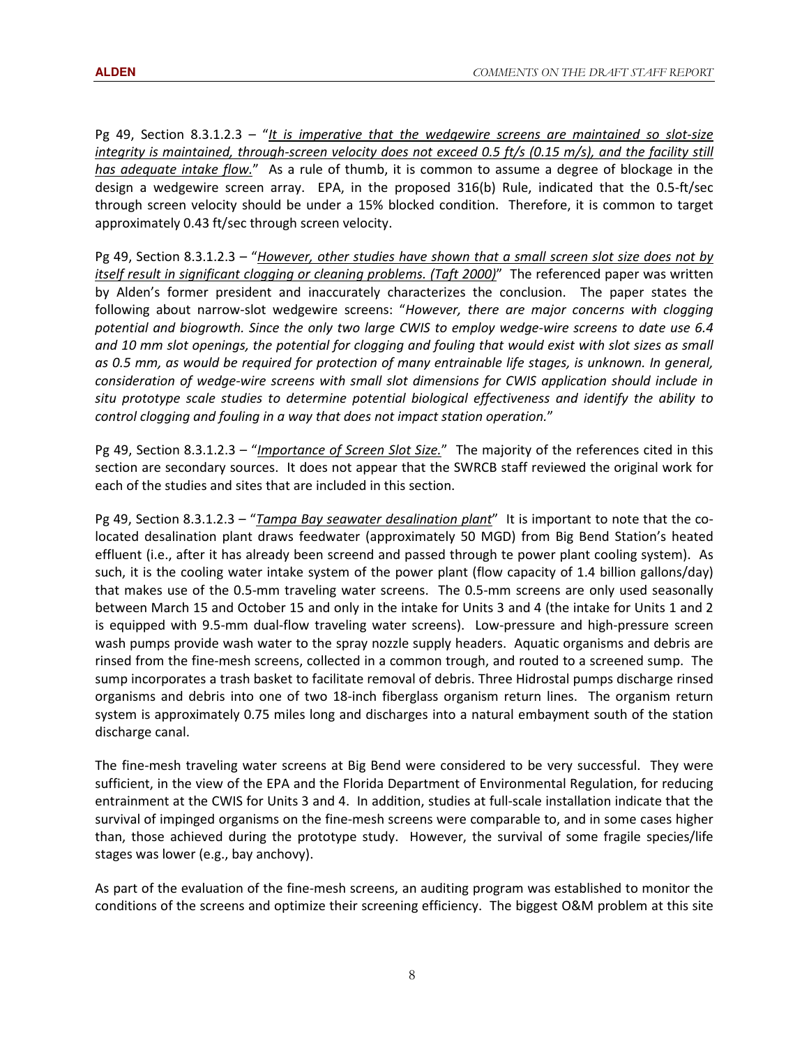Pg 49, Section 8.3.1.2.3 – "*It is imperative that the wedgewire screens are maintained so slot-size integrity is maintained, through-screen velocity does not exceed 0.5 ft/s (0.15 m/s), and the facility still has adequate intake flow.*" As a rule of thumb, it is common to assume a degree of blockage in the design a wedgewire screen array. EPA, in the proposed 316(b) Rule, indicated that the 0.5-ft/sec through screen velocity should be under a 15% blocked condition. Therefore, it is common to target approximately 0.43 ft/sec through screen velocity.

Pg 49, Section 8.3.1.2.3 – "*However, other studies have shown that a small screen slot size does not by itself result in significant clogging or cleaning problems. (Taft 2000)*" The referenced paper was written by Alden's former president and inaccurately characterizes the conclusion. The paper states the following about narrow-slot wedgewire screens: "*However, there are major concerns with clogging potential and biogrowth. Since the only two large CWIS to employ wedge-wire screens to date use 6.4 and 10 mm slot openings, the potential for clogging and fouling that would exist with slot sizes as small as 0.5 mm, as would be required for protection of many entrainable life stages, is unknown. In general, consideration of wedge-wire screens with small slot dimensions for CWIS application should include in situ prototype scale studies to determine potential biological effectiveness and identify the ability to control clogging and fouling in a way that does not impact station operation.*"

Pg 49, Section 8.3.1.2.3 – "*Importance of Screen Slot Size.*" The majority of the references cited in this section are secondary sources. It does not appear that the SWRCB staff reviewed the original work for each of the studies and sites that are included in this section.

Pg 49, Section 8.3.1.2.3 – "*Tampa Bay seawater desalination plant*" It is important to note that the co-located desalination plant draws feedwater (approximately 50 MGD) from Big Bend Station's heated effluent (i.e., after it has already been screend and passed through te power plant cooling system). As such, it is the cooling water intake system of the power plant (flow capacity of 1.4 billion gallons/day) that makes use of the 0.5-mm traveling water screens. The 0.5-mm screens are only used seasonally between March 15 and October 15 and only in the intake for Units 3 and 4 (the intake for Units 1 and 2 is equipped with 9.5-mm dual-flow traveling water screens). Low-pressure and high-pressure screen wash pumps provide wash water to the spray nozzle supply headers. Aquatic organisms and debris are rinsed from the fine-mesh screens, collected in a common trough, and routed to a screened sump. The sump incorporates a trash basket to facilitate removal of debris. Three Hidrostal pumps discharge rinsed organisms and debris into one of two 18-inch fiberglass organism return lines. The organism return system is approximately 0.75 miles long and discharges into a natural embayment south of the station discharge canal.

The fine-mesh traveling water screens at Big Bend were considered to be very successful. They were sufficient, in the view of the EPA and the Florida Department of Environmental Regulation, for reducing entrainment at the CWIS for Units 3 and 4. In addition, studies at full-scale installation indicate that the survival of impinged organisms on the fine-mesh screens were comparable to, and in some cases higher than, those achieved during the prototype study. However, the survival of some fragile species/life stages was lower (e.g., bay anchovy).

As part of the evaluation of the fine-mesh screens, an auditing program was established to monitor the conditions of the screens and optimize their screening efficiency. The biggest O&M problem at this site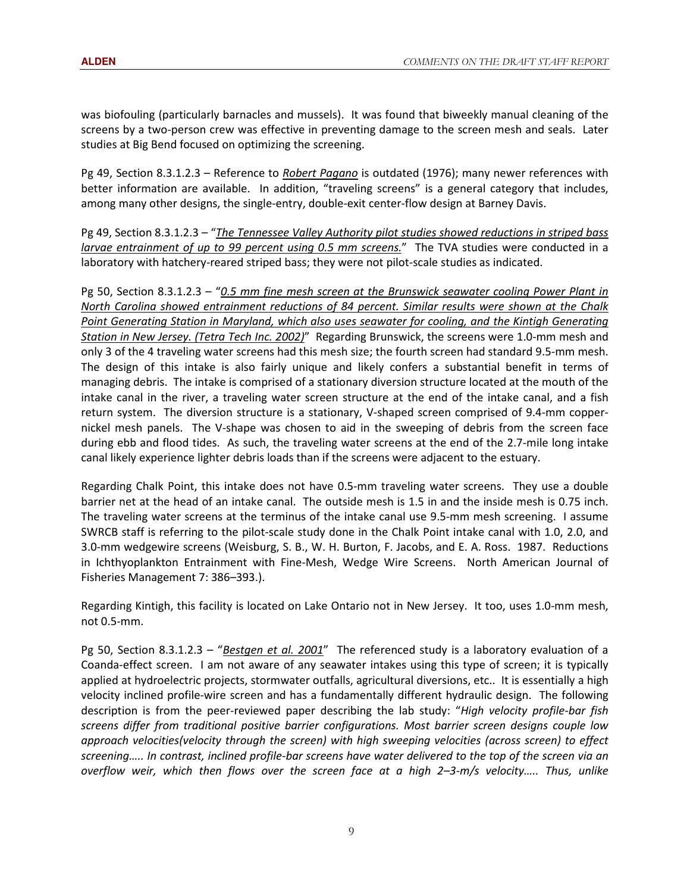was biofouling (particularly barnacles and mussels). It was found that biweekly manual cleaning of the screens by a two-person crew was effective in preventing damage to the screen mesh and seals. Later studies at Big Bend focused on optimizing the screening.

Pg 49, Section 8.3.1.2.3 – Reference to *Robert Pagano* is outdated (1976); many newer references with better information are available. In addition, "traveling screens" is a general category that includes, among many other designs, the single-entry, double-exit center-flow design at Barney Davis.

Pg 49, Section 8.3.1.2.3 – "*The Tennessee Valley Authority pilot studies showed reductions in striped bass larvae entrainment of up to 99 percent using 0.5 mm screens.*" The TVA studies were conducted in a laboratory with hatchery-reared striped bass; they were not pilot-scale studies as indicated.

Pg 50, Section 8.3.1.2.3 – "*0.5 mm fine mesh screen at the Brunswick seawater cooling Power Plant in North Carolina showed entrainment reductions of 84 percent. Similar results were shown at the Chalk Point Generating Station in Maryland, which also uses seawater for cooling, and the Kintigh Generating Station in New Jersey. (Tetra Tech Inc. 2002)*" Regarding Brunswick, the screens were 1.0-mm mesh and only 3 of the 4 traveling water screens had this mesh size; the fourth screen had standard 9.5-mm mesh. The design of this intake is also fairly unique and likely confers a substantial benefit in terms of managing debris. The intake is comprised of a stationary diversion structure located at the mouth of the intake canal in the river, a traveling water screen structure at the end of the intake canal, and a fish return system. The diversion structure is a stationary, V-shaped screen comprised of 9.4-mm copper-nickel mesh panels. The V-shape was chosen to aid in the sweeping of debris from the screen face during ebb and flood tides. As such, the traveling water screens at the end of the 2.7-mile long intake canal likely experience lighter debris loads than if the screens were adjacent to the estuary.

Regarding Chalk Point, this intake does not have 0.5-mm traveling water screens. They use a double barrier net at the head of an intake canal. The outside mesh is 1.5 in and the inside mesh is 0.75 inch. The traveling water screens at the terminus of the intake canal use 9.5-mm mesh screening. I assume SWRCB staff is referring to the pilot-scale study done in the Chalk Point intake canal with 1.0, 2.0, and 3.0-mm wedgewire screens (Weisburg, S. B., W. H. Burton, F. Jacobs, and E. A. Ross. 1987. Reductions in Ichthyoplankton Entrainment with Fine-Mesh, Wedge Wire Screens. North American Journal of Fisheries Management 7: 386–393.).

Regarding Kintigh, this facility is located on Lake Ontario not in New Jersey. It too, uses 1.0-mm mesh, not 0.5-mm.

Pg 50, Section 8.3.1.2.3 – "*Bestgen et al. 2001*" The referenced study is a laboratory evaluation of a Coanda-effect screen. I am not aware of any seawater intakes using this type of screen; it is typically applied at hydroelectric projects, stormwater outfalls, agricultural diversions, etc.. It is essentially a high velocity inclined profile-wire screen and has a fundamentally different hydraulic design. The following description is from the peer-reviewed paper describing the lab study: "*High velocity profile-bar fish screens differ from traditional positive barrier configurations. Most barrier screen designs couple low approach velocities(velocity through the screen) with high sweeping velocities (across screen) to effect screening….. In contrast, inclined profile-bar screens have water delivered to the top of the screen via an overflow weir, which then flows over the screen face at a high 2–3-m/s velocity….. Thus, unlike*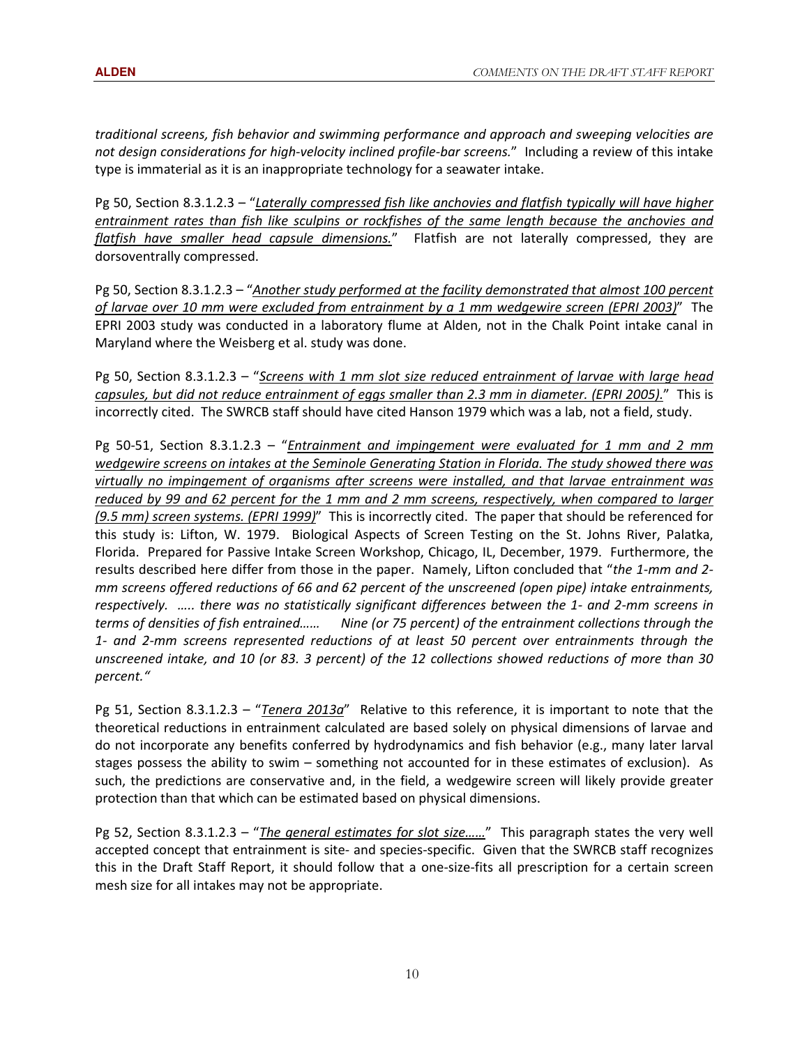*traditional screens, fish behavior and swimming performance and approach and sweeping velocities are not design considerations for high-velocity inclined profile-bar screens.*" Including a review of this intake type is immaterial as it is an inappropriate technology for a seawater intake.

Pg 50, Section 8.3.1.2.3 – "*Laterally compressed fish like anchovies and flatfish typically will have higher entrainment rates than fish like sculpins or rockfishes of the same length because the anchovies and flatfish have smaller head capsule dimensions.*" Flatfish are not laterally compressed, they are dorsoventrally compressed.

Pg 50, Section 8.3.1.2.3 – "*Another study performed at the facility demonstrated that almost 100 percent of larvae over 10 mm were excluded from entrainment by a 1 mm wedgewire screen (EPRI 2003)*" The EPRI 2003 study was conducted in a laboratory flume at Alden, not in the Chalk Point intake canal in Maryland where the Weisberg et al. study was done.

Pg 50, Section 8.3.1.2.3 – "*Screens with 1 mm slot size reduced entrainment of larvae with large head capsules, but did not reduce entrainment of eggs smaller than 2.3 mm in diameter. (EPRI 2005).*" This is incorrectly cited. The SWRCB staff should have cited Hanson 1979 which was a lab, not a field, study.

Pg 50-51, Section 8.3.1.2.3 – "*Entrainment and impingement were evaluated for 1 mm and 2 mm wedgewire screens on intakes at the Seminole Generating Station in Florida. The study showed there was virtually no impingement of organisms after screens were installed, and that larvae entrainment was reduced by 99 and 62 percent for the 1 mm and 2 mm screens, respectively, when compared to larger (9.5 mm) screen systems. (EPRI 1999)*" This is incorrectly cited. The paper that should be referenced for this study is: Lifton, W. 1979. Biological Aspects of Screen Testing on the St. Johns River, Palatka, Florida. Prepared for Passive Intake Screen Workshop, Chicago, IL, December, 1979. Furthermore, the results described here differ from those in the paper. Namely, Lifton concluded that "*the 1-mm and 2-mm screens offered reductions of 66 and 62 percent of the unscreened (open pipe) intake entrainments, respectively. ….. there was no statistically significant differences between the 1- and 2-mm screens in terms of densities of fish entrained…… Nine (or 75 percent) of the entrainment collections through the 1- and 2-mm screens represented reductions of at least 50 percent over entrainments through the unscreened intake, and 10 (or 83. 3 percent) of the 12 collections showed reductions of more than 30 percent."*

Pg 51, Section 8.3.1.2.3 – "*Tenera 2013a*" Relative to this reference, it is important to note that the theoretical reductions in entrainment calculated are based solely on physical dimensions of larvae and do not incorporate any benefits conferred by hydrodynamics and fish behavior (e.g., many later larval stages possess the ability to swim – something not accounted for in these estimates of exclusion). As such, the predictions are conservative and, in the field, a wedgewire screen will likely provide greater protection than that which can be estimated based on physical dimensions.

Pg 52, Section 8.3.1.2.3 – "*The general estimates for slot size……*" This paragraph states the very well accepted concept that entrainment is site- and species-specific. Given that the SWRCB staff recognizes this in the Draft Staff Report, it should follow that a one-size-fits all prescription for a certain screen mesh size for all intakes may not be appropriate.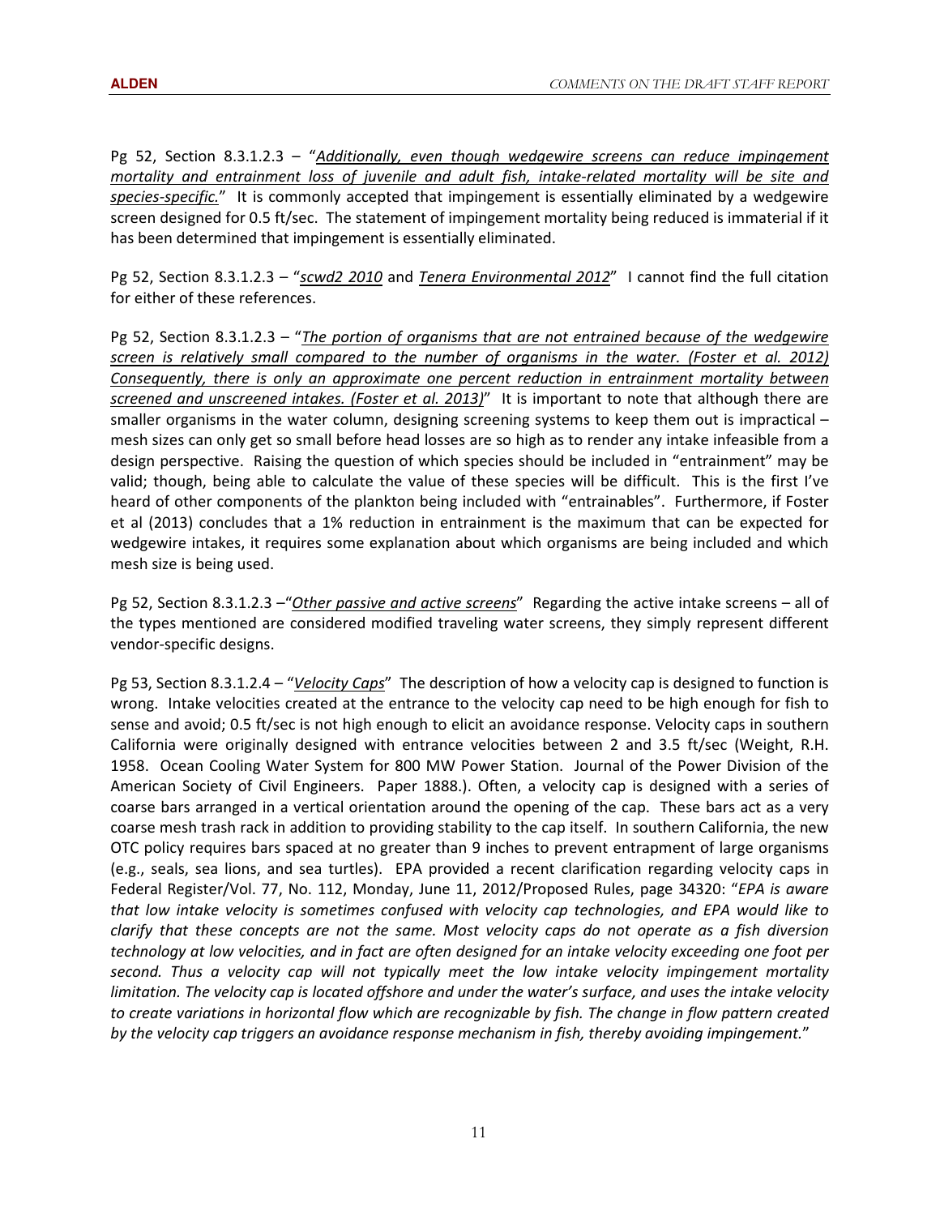Pg 52, Section 8.3.1.2.3 – "*Additionally, even though wedgewire screens can reduce impingement mortality and entrainment loss of juvenile and adult fish, intake-related mortality will be site and species-specific.*" It is commonly accepted that impingement is essentially eliminated by a wedgewire screen designed for 0.5 ft/sec. The statement of impingement mortality being reduced is immaterial if it has been determined that impingement is essentially eliminated.

Pg 52, Section 8.3.1.2.3 – "*scwd2 2010* and *Tenera Environmental 2012*" I cannot find the full citation for either of these references.

Pg 52, Section 8.3.1.2.3 – "*The portion of organisms that are not entrained because of the wedgewire screen is relatively small compared to the number of organisms in the water. (Foster et al. 2012) Consequently, there is only an approximate one percent reduction in entrainment mortality between screened and unscreened intakes. (Foster et al. 2013)*" It is important to note that although there are smaller organisms in the water column, designing screening systems to keep them out is impractical – mesh sizes can only get so small before head losses are so high as to render any intake infeasible from a design perspective. Raising the question of which species should be included in "entrainment" may be valid; though, being able to calculate the value of these species will be difficult. This is the first I've heard of other components of the plankton being included with "entrainables". Furthermore, if Foster et al (2013) concludes that a 1% reduction in entrainment is the maximum that can be expected for wedgewire intakes, it requires some explanation about which organisms are being included and which mesh size is being used.

Pg 52, Section 8.3.1.2.3 –"*Other passive and active screens*" Regarding the active intake screens – all of the types mentioned are considered modified traveling water screens, they simply represent different vendor-specific designs.

Pg 53, Section 8.3.1.2.4 – "*Velocity Caps*" The description of how a velocity cap is designed to function is wrong. Intake velocities created at the entrance to the velocity cap need to be high enough for fish to sense and avoid; 0.5 ft/sec is not high enough to elicit an avoidance response. Velocity caps in southern California were originally designed with entrance velocities between 2 and 3.5 ft/sec (Weight, R.H. 1958. Ocean Cooling Water System for 800 MW Power Station. Journal of the Power Division of the American Society of Civil Engineers. Paper 1888.). Often, a velocity cap is designed with a series of coarse bars arranged in a vertical orientation around the opening of the cap. These bars act as a very coarse mesh trash rack in addition to providing stability to the cap itself. In southern California, the new OTC policy requires bars spaced at no greater than 9 inches to prevent entrapment of large organisms (e.g., seals, sea lions, and sea turtles). EPA provided a recent clarification regarding velocity caps in Federal Register/Vol. 77, No. 112, Monday, June 11, 2012/Proposed Rules, page 34320: "*EPA is aware that low intake velocity is sometimes confused with velocity cap technologies, and EPA would like to clarify that these concepts are not the same. Most velocity caps do not operate as a fish diversion technology at low velocities, and in fact are often designed for an intake velocity exceeding one foot per second. Thus a velocity cap will not typically meet the low intake velocity impingement mortality limitation. The velocity cap is located offshore and under the water's surface, and uses the intake velocity to create variations in horizontal flow which are recognizable by fish. The change in flow pattern created by the velocity cap triggers an avoidance response mechanism in fish, thereby avoiding impingement.*"